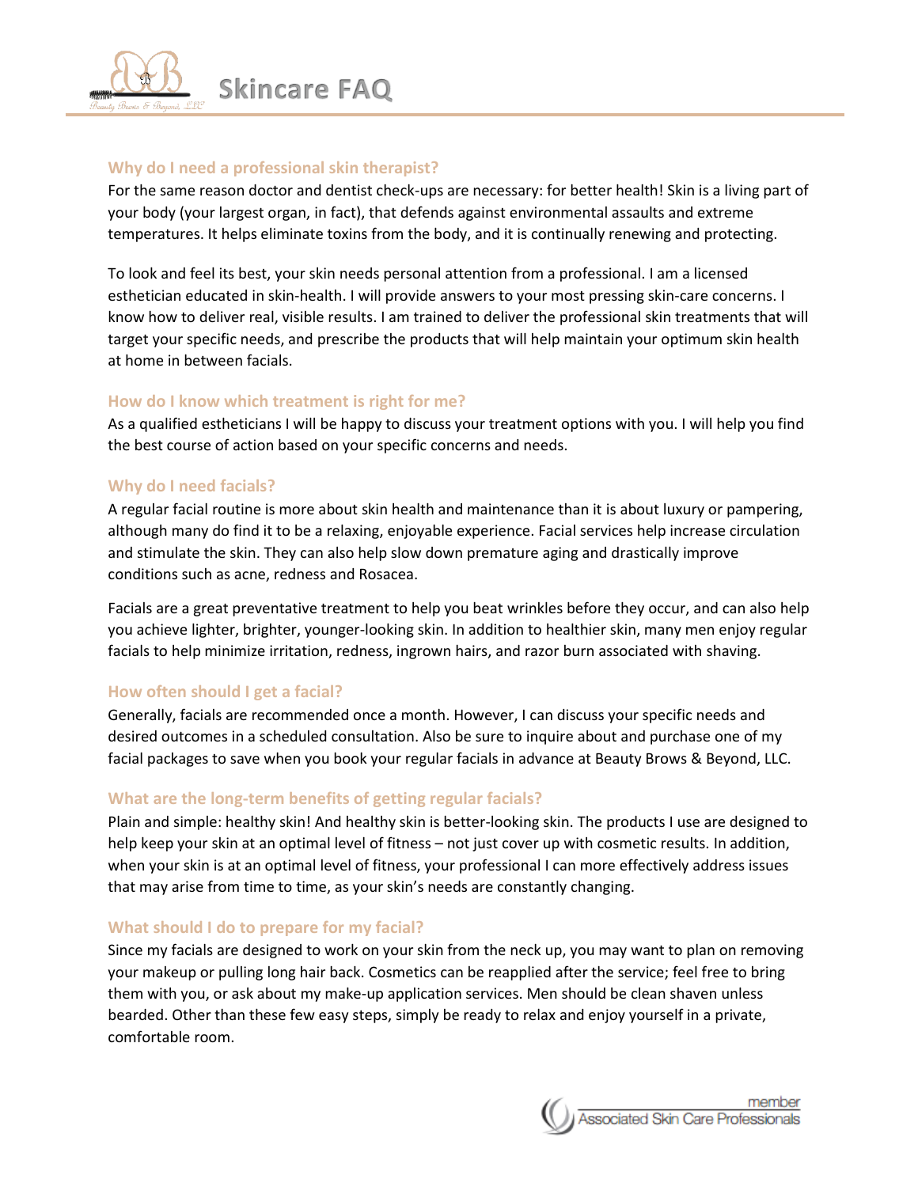# Skincare FAQ

## Why do I need a professional skin therapist?

For the same reason doctor and dentist check-ups are necessary: for better health! Skin is a living part of your body (your largest organ, in fact), that defends against environmental assaults and extreme temperatures. It helps eliminate toxins from the body, and it is continually renewing and protecting.

To look and feel its best, your skin needs personal attention from a professional. I am a licensed esthetician educated in skin-health. I will provide answers to your most pressing skin-care concerns. I know how to deliver real, visible results. I am trained to deliver the professional skin treatments that will target your specific needs, and prescribe the products that will help maintain your optimum skin health at home in between facials.

## How do I know which treatment is right for me?

As a qualified estheticians I will be happy to discuss your treatment options with you. I will help you find the best course of action based on your specific concerns and needs.

## Why do I need facials?

A regular facial routine is more about skin health and maintenance than it is about luxury or pampering, although many do find it to be a relaxing, enjoyable experience. Facial services help increase circulation and stimulate the skin. They can also help slow down premature aging and drastically improve conditions such as acne, redness and Rosacea.

Facials are a great preventative treatment to help you beat wrinkles before they occur, and can also help you achieve lighter, brighter, younger-looking skin. In addition to healthier skin, many men enjoy regular facials to help minimize irritation, redness, ingrown hairs, and razor burn associated with shaving.

## How often should I get a facial?

Generally, facials are recommended once a month. However, I can discuss your specific needs and desired outcomes in a scheduled consultation. Also be sure to inquire about and purchase one of my facial packages to save when you book your regular facials in advance at Beauty Brows & Beyond, LLC.

## What are the long-term benefits of getting regular facials?

Plain and simple: healthy skin! And healthy skin is better-looking skin. The products I use are designed to help keep your skin at an optimal level of fitness – not just cover up with cosmetic results. In addition, when your skin is at an optimal level of fitness, your professional I can more effectively address issues that may arise from time to time, as your skin's needs are constantly changing.

## What should I do to prepare for my facial?

Since my facials are designed to work on your skin from the neck up, you may want to plan on removing your makeup or pulling long hair back. Cosmetics can be reapplied after the service; feel free to bring them with you, or ask about my make-up application services. Men should be clean shaven unless bearded. Other than these few easy steps, simply be ready to relax and enjoy yourself in a private, comfortable room.

member
Associated Skin Care Professionals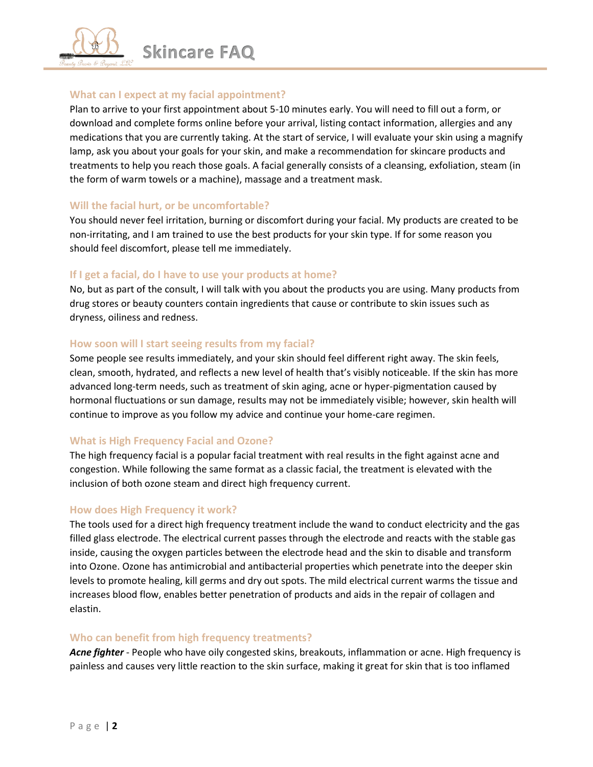# Skincare FAQ

## What can I expect at my facial appointment?

Plan to arrive to your first appointment about 5-10 minutes early. You will need to fill out a form, or download and complete forms online before your arrival, listing contact information, allergies and any medications that you are currently taking. At the start of service, I will evaluate your skin using a magnify lamp, ask you about your goals for your skin, and make a recommendation for skincare products and treatments to help you reach those goals. A facial generally consists of a cleansing, exfoliation, steam (in the form of warm towels or a machine), massage and a treatment mask.

## Will the facial hurt, or be uncomfortable?

You should never feel irritation, burning or discomfort during your facial. My products are created to be non-irritating, and I am trained to use the best products for your skin type. If for some reason you should feel discomfort, please tell me immediately.

## If I get a facial, do I have to use your products at home?

No, but as part of the consult, I will talk with you about the products you are using. Many products from drug stores or beauty counters contain ingredients that cause or contribute to skin issues such as dryness, oiliness and redness.

## How soon will I start seeing results from my facial?

Some people see results immediately, and your skin should feel different right away. The skin feels, clean, smooth, hydrated, and reflects a new level of health that's visibly noticeable. If the skin has more advanced long-term needs, such as treatment of skin aging, acne or hyper-pigmentation caused by hormonal fluctuations or sun damage, results may not be immediately visible; however, skin health will continue to improve as you follow my advice and continue your home-care regimen.

## What is High Frequency Facial and Ozone?

The high frequency facial is a popular facial treatment with real results in the fight against acne and congestion. While following the same format as a classic facial, the treatment is elevated with the inclusion of both ozone steam and direct high frequency current.

## How does High Frequency it work?

The tools used for a direct high frequency treatment include the wand to conduct electricity and the gas filled glass electrode. The electrical current passes through the electrode and reacts with the stable gas inside, causing the oxygen particles between the electrode head and the skin to disable and transform into Ozone. Ozone has antimicrobial and antibacterial properties which penetrate into the deeper skin levels to promote healing, kill germs and dry out spots. The mild electrical current warms the tissue and increases blood flow, enables better penetration of products and aids in the repair of collagen and elastin.

## Who can benefit from high frequency treatments?

***Acne fighter*** - People who have oily congested skins, breakouts, inflammation or acne. High frequency is painless and causes very little reaction to the skin surface, making it great for skin that is too inflamed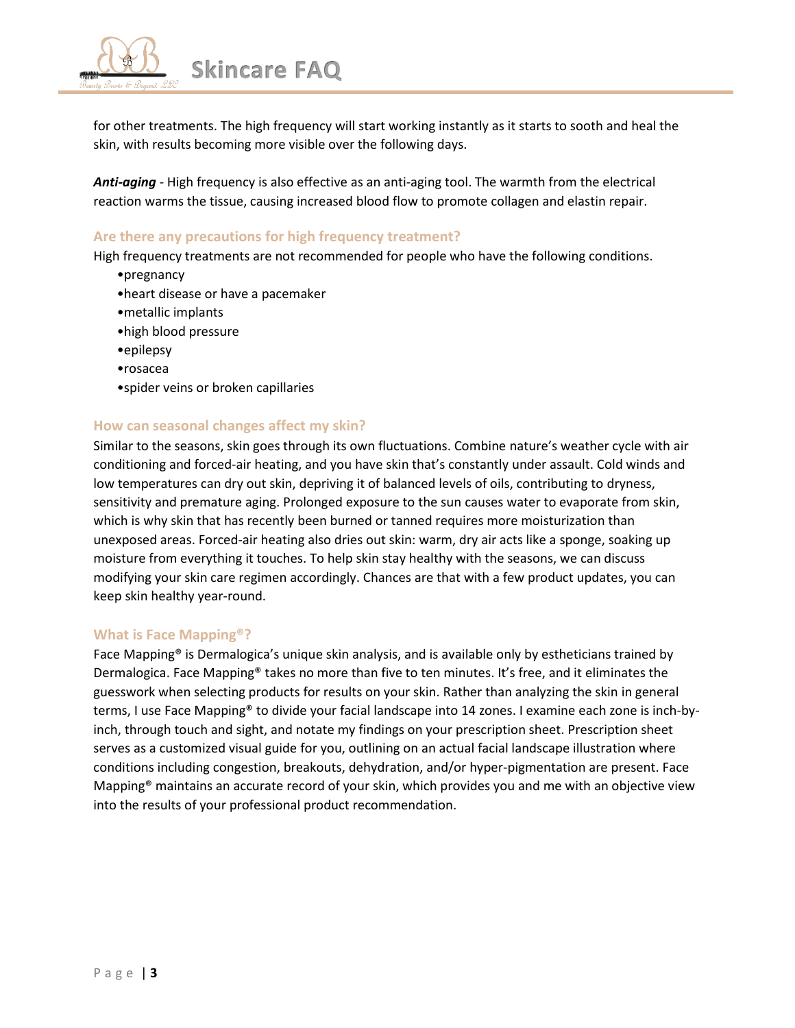for other treatments. The high frequency will start working instantly as it starts to sooth and heal the skin, with results becoming more visible over the following days.

***Anti-aging*** - High frequency is also effective as an anti-aging tool. The warmth from the electrical reaction warms the tissue, causing increased blood flow to promote collagen and elastin repair.

### Are there any precautions for high frequency treatment?

High frequency treatments are not recommended for people who have the following conditions.

- pregnancy
- heart disease or have a pacemaker
- metallic implants
- high blood pressure
- epilepsy
- rosacea
- spider veins or broken capillaries

### How can seasonal changes affect my skin?

Similar to the seasons, skin goes through its own fluctuations. Combine nature's weather cycle with air conditioning and forced-air heating, and you have skin that's constantly under assault. Cold winds and low temperatures can dry out skin, depriving it of balanced levels of oils, contributing to dryness, sensitivity and premature aging. Prolonged exposure to the sun causes water to evaporate from skin, which is why skin that has recently been burned or tanned requires more moisturization than unexposed areas. Forced-air heating also dries out skin: warm, dry air acts like a sponge, soaking up moisture from everything it touches. To help skin stay healthy with the seasons, we can discuss modifying your skin care regimen accordingly. Chances are that with a few product updates, you can keep skin healthy year-round.

### What is Face Mapping®?

Face Mapping® is Dermalogica's unique skin analysis, and is available only by estheticians trained by Dermalogica. Face Mapping® takes no more than five to ten minutes. It's free, and it eliminates the guesswork when selecting products for results on your skin. Rather than analyzing the skin in general terms, I use Face Mapping® to divide your facial landscape into 14 zones. I examine each zone is inch-by-inch, through touch and sight, and notate my findings on your prescription sheet. Prescription sheet serves as a customized visual guide for you, outlining on an actual facial landscape illustration where conditions including congestion, breakouts, dehydration, and/or hyper-pigmentation are present. Face Mapping® maintains an accurate record of your skin, which provides you and me with an objective view into the results of your professional product recommendation.